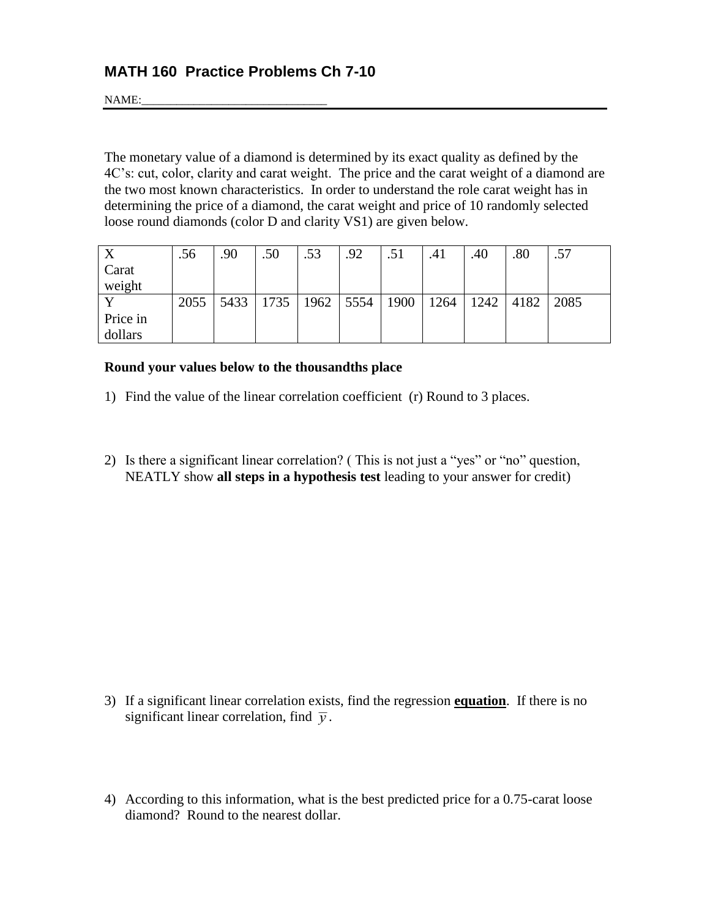# MATH 160 Practice Problems Ch 7-10

NAME:______________________________

The monetary value of a diamond is determined by its exact quality as defined by the 4C's: cut, color, clarity and carat weight. The price and the carat weight of a diamond are the two most known characteristics. In order to understand the role carat weight has in determining the price of a diamond, the carat weight and price of 10 randomly selected loose round diamonds (color D and clarity VS1) are given below.

| X Carat weight | .56 | .90 | .50 | .53 | .92 | .51 | .41 | .40 | .80 | .57 |
|---|---|---|---|---|---|---|---|---|---|---|
| Y Price in dollars | 2055 | 5433 | 1735 | 1962 | 5554 | 1900 | 1264 | 1242 | 4182 | 2085 |

**Round your values below to the thousandths place**

1) Find the value of the linear correlation coefficient (r) Round to 3 places.

2) Is there a significant linear correlation? ( This is not just a "yes" or "no" question, NEATLY show **all steps in a hypothesis test** leading to your answer for credit)

3) If a significant linear correlation exists, find the regression **equation**. If there is no significant linear correlation, find $\overline{y}$.

4) According to this information, what is the best predicted price for a 0.75-carat loose diamond? Round to the nearest dollar.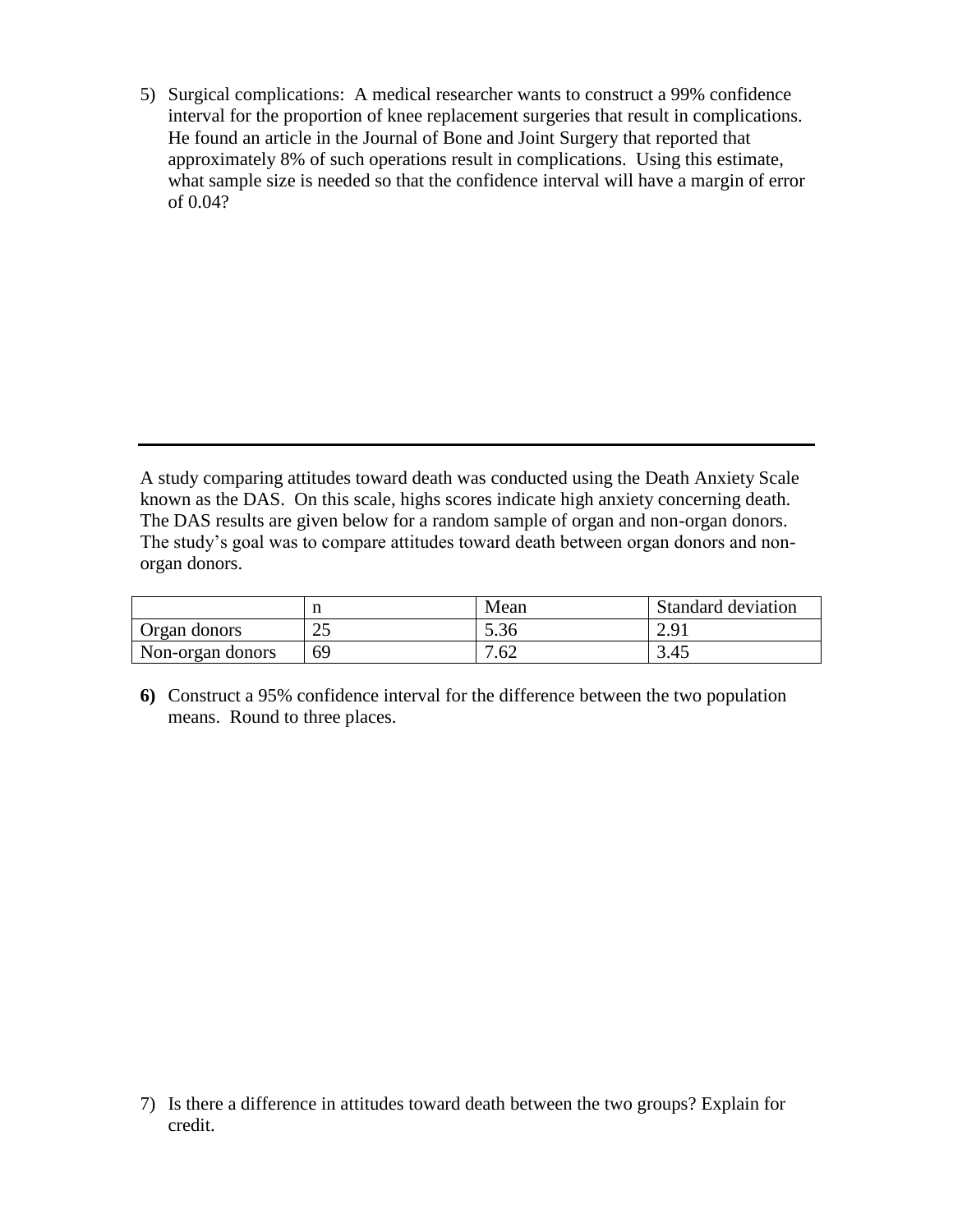5) Surgical complications: A medical researcher wants to construct a 99% confidence interval for the proportion of knee replacement surgeries that result in complications. He found an article in the Journal of Bone and Joint Surgery that reported that approximately 8% of such operations result in complications. Using this estimate, what sample size is needed so that the confidence interval will have a margin of error of 0.04?

---

A study comparing attitudes toward death was conducted using the Death Anxiety Scale known as the DAS. On this scale, highs scores indicate high anxiety concerning death. The DAS results are given below for a random sample of organ and non-organ donors. The study's goal was to compare attitudes toward death between organ donors and non-organ donors.

| | n | Mean | Standard deviation |
|---|---|---|---|
| Organ donors | 25 | 5.36 | 2.91 |
| Non-organ donors | 69 | 7.62 | 3.45 |

**6)** Construct a 95% confidence interval for the difference between the two population means. Round to three places.

7) Is there a difference in attitudes toward death between the two groups? Explain for credit.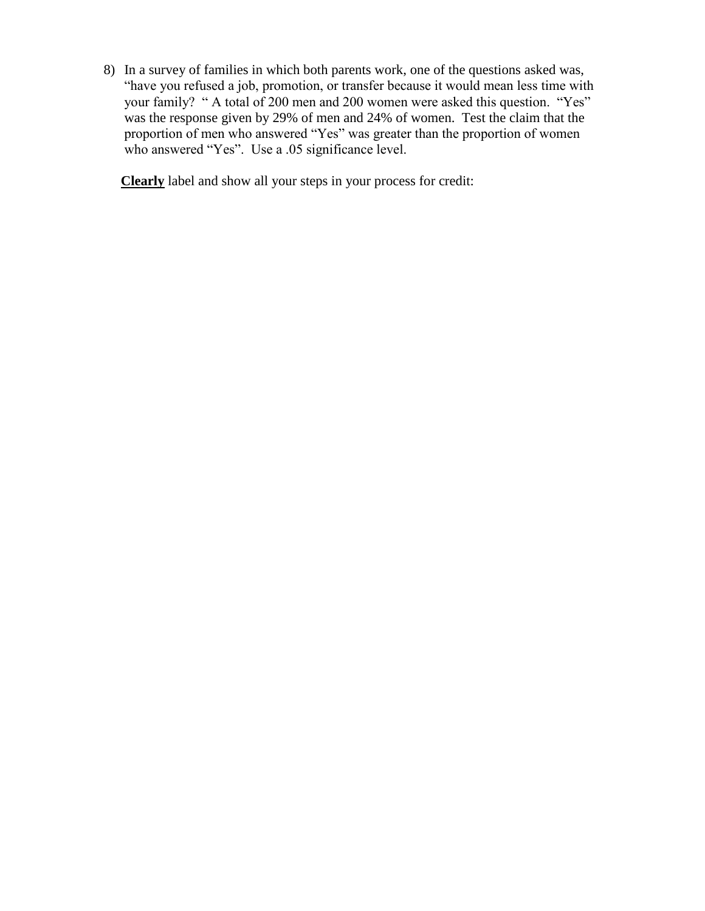8) In a survey of families in which both parents work, one of the questions asked was, "have you refused a job, promotion, or transfer because it would mean less time with your family? " A total of 200 men and 200 women were asked this question. "Yes" was the response given by 29% of men and 24% of women. Test the claim that the proportion of men who answered "Yes" was greater than the proportion of women who answered "Yes". Use a .05 significance level.

**<u>Clearly</u>** label and show all your steps in your process for credit: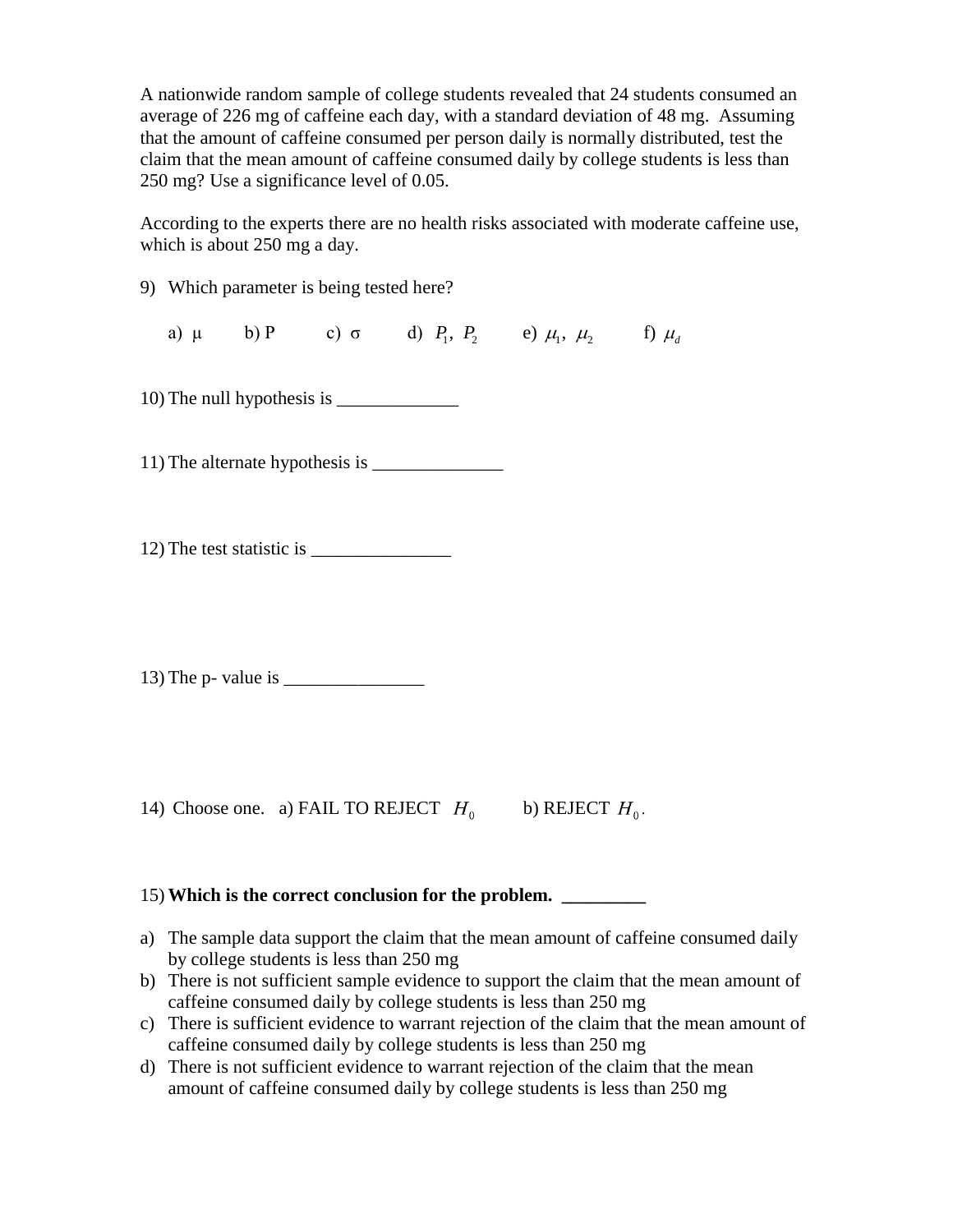A nationwide random sample of college students revealed that 24 students consumed an average of 226 mg of caffeine each day, with a standard deviation of 48 mg. Assuming that the amount of caffeine consumed per person daily is normally distributed, test the claim that the mean amount of caffeine consumed daily by college students is less than 250 mg? Use a significance level of 0.05.

According to the experts there are no health risks associated with moderate caffeine use, which is about 250 mg a day.

9) Which parameter is being tested here?

a) $\mu$ b) P c) $\sigma$ d) $P_1, P_2$ e) $\mu_1, \mu_2$ f) $\mu_d$

10) The null hypothesis is _____________

11) The alternate hypothesis is ______________

12) The test statistic is _______________

13) The p- value is _______________

14) Choose one. a) FAIL TO REJECT $H_0$ b) REJECT $H_0$.

15) **Which is the correct conclusion for the problem.** _________

a) The sample data support the claim that the mean amount of caffeine consumed daily by college students is less than 250 mg
b) There is not sufficient sample evidence to support the claim that the mean amount of caffeine consumed daily by college students is less than 250 mg
c) There is sufficient evidence to warrant rejection of the claim that the mean amount of caffeine consumed daily by college students is less than 250 mg
d) There is not sufficient evidence to warrant rejection of the claim that the mean amount of caffeine consumed daily by college students is less than 250 mg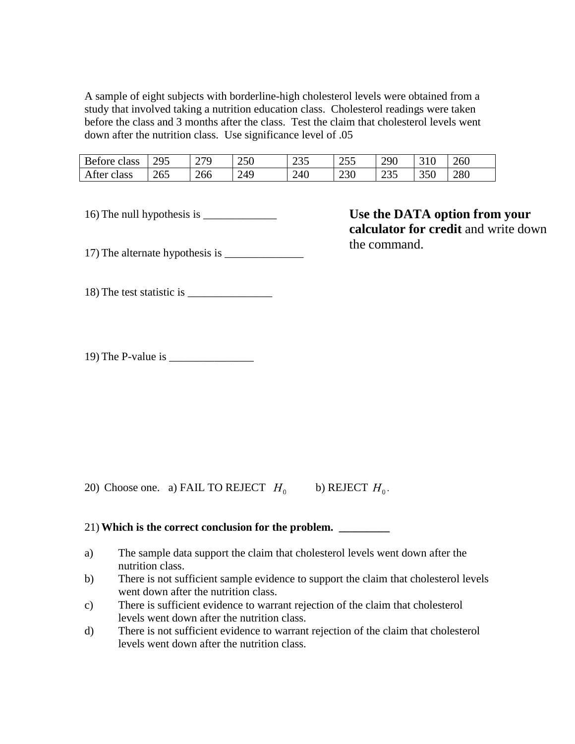A sample of eight subjects with borderline-high cholesterol levels were obtained from a study that involved taking a nutrition education class. Cholesterol readings were taken before the class and 3 months after the class. Test the claim that cholesterol levels went down after the nutrition class. Use significance level of .05

| | | | | | | | | |
|---|---|---|---|---|---|---|---|---|
| Before class | 295 | 279 | 250 | 235 | 255 | 290 | 310 | 260 |
| After class | 265 | 266 | 249 | 240 | 230 | 235 | 350 | 280 |

**Use the DATA option from your calculator for credit** and write down the command.

16) The null hypothesis is _____________

17) The alternate hypothesis is ______________

18) The test statistic is _______________

19) The P-value is _______________

20) Choose one. a) FAIL TO REJECT $H_0$ b) REJECT $H_0$.

21) **Which is the correct conclusion for the problem. _________**

a) The sample data support the claim that cholesterol levels went down after the nutrition class.

b) There is not sufficient sample evidence to support the claim that cholesterol levels went down after the nutrition class.

c) There is sufficient evidence to warrant rejection of the claim that cholesterol levels went down after the nutrition class.

d) There is not sufficient evidence to warrant rejection of the claim that cholesterol levels went down after the nutrition class.